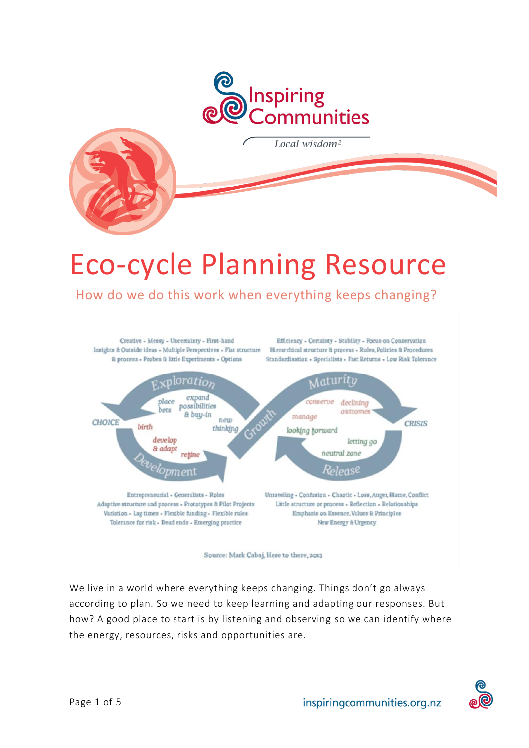Inspiring Communities

*Local wisdom²*

# Eco-cycle Planning Resource

## How do we do this work when everything keeps changing?

Creative - Messy - Uncertainty - First-hand Insights & Outside ideas - Multiple Perspectives - Flat structure & process - Probes & little Experiments - Options

Efficiency - Certainty - Stability - Focus on Conservation Hierarchical structure & process - Rules, Policies & Procedures Standardisation - Specialists - Fast Returns - Low Risk Tolerance

Exploration: place bets, expand possibilities & buy-in, new thinking

Growth

Maturity: conserve, manage, declining outcomes, looking forward

CHOICE

CRISIS

Development: birth, develop & adapt, refine

Release: letting go, neutral zone

Entrepreneurial - Generalists - Roles Adaptive structure and process - Prototypes & Pilot Projects Variation - Lag times - Flexible funding - Flexible rules Tolerance for risk - Dead ends - Emerging practice

Unraveling - Confusion - Chaotic - Loss, Anger, Blame, Conflict Little structure or process - Reflection - Relationships Emphasis on Essence, Values & Principles New Energy & Urgency

Source: Mark Cabaj, Here to there, 2013

We live in a world where everything keeps changing. Things don't go always according to plan. So we need to keep learning and adapting our responses. But how? A good place to start is by listening and observing so we can identify where the energy, resources, risks and opportunities are.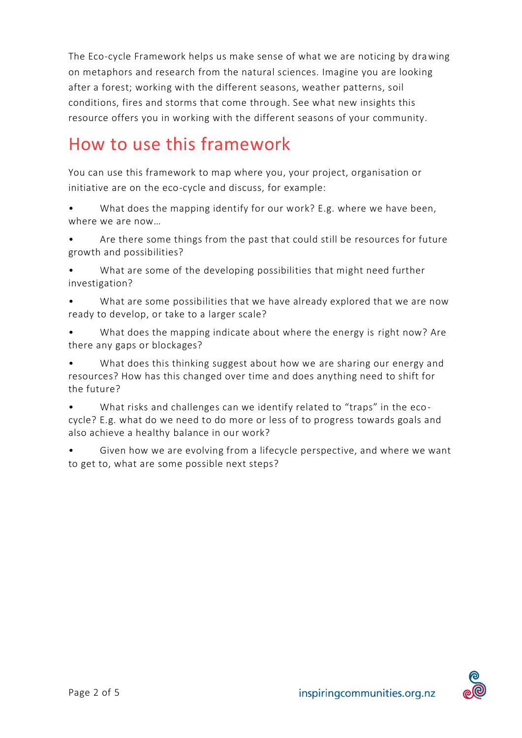The Eco-cycle Framework helps us make sense of what we are noticing by drawing on metaphors and research from the natural sciences. Imagine you are looking after a forest; working with the different seasons, weather patterns, soil conditions, fires and storms that come through. See what new insights this resource offers you in working with the different seasons of your community.

## How to use this framework

You can use this framework to map where you, your project, organisation or initiative are on the eco-cycle and discuss, for example:

- What does the mapping identify for our work? E.g. where we have been, where we are now…
- Are there some things from the past that could still be resources for future growth and possibilities?
- What are some of the developing possibilities that might need further investigation?
- What are some possibilities that we have already explored that we are now ready to develop, or take to a larger scale?
- What does the mapping indicate about where the energy is right now? Are there any gaps or blockages?
- What does this thinking suggest about how we are sharing our energy and resources? How has this changed over time and does anything need to shift for the future?
- What risks and challenges can we identify related to "traps" in the eco-cycle? E.g. what do we need to do more or less of to progress towards goals and also achieve a healthy balance in our work?
- Given how we are evolving from a lifecycle perspective, and where we want to get to, what are some possible next steps?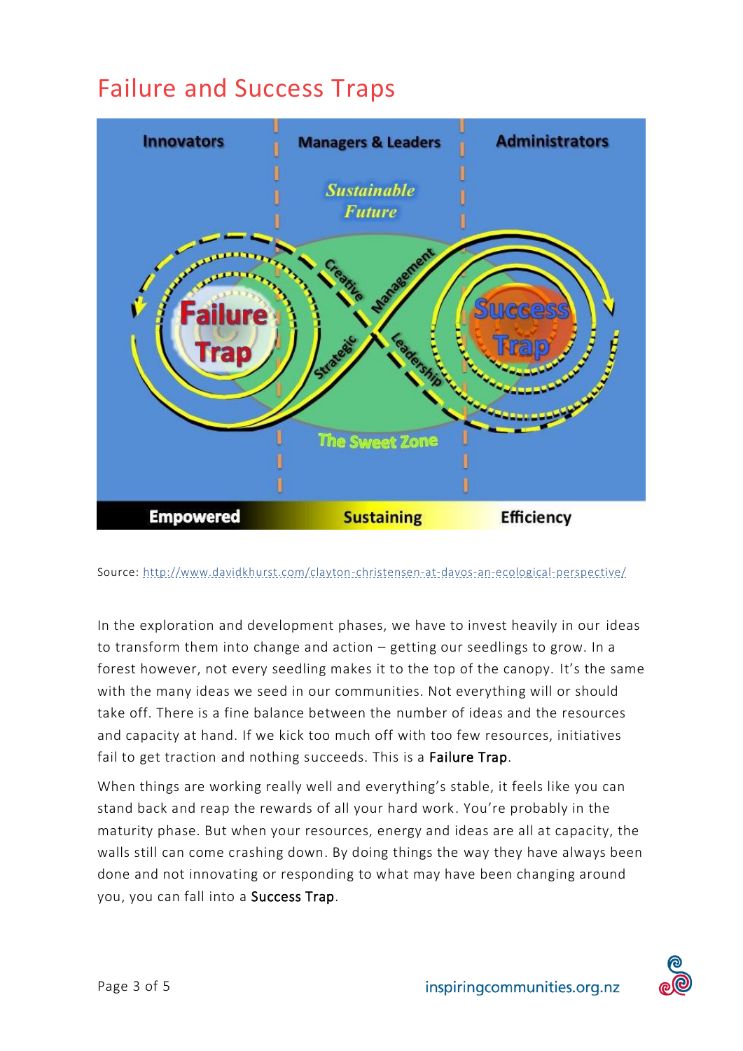# Failure and Success Traps

Source: http://www.davidkhurst.com/clayton-christensen-at-davos-an-ecological-perspective/

In the exploration and development phases, we have to invest heavily in our ideas to transform them into change and action – getting our seedlings to grow. In a forest however, not every seedling makes it to the top of the canopy. It's the same with the many ideas we seed in our communities. Not everything will or should take off. There is a fine balance between the number of ideas and the resources and capacity at hand. If we kick too much off with too few resources, initiatives fail to get traction and nothing succeeds. This is a **Failure Trap**.

When things are working really well and everything's stable, it feels like you can stand back and reap the rewards of all your hard work. You're probably in the maturity phase. But when your resources, energy and ideas are all at capacity, the walls still can come crashing down. By doing things the way they have always been done and not innovating or responding to what may have been changing around you, you can fall into a **Success Trap**.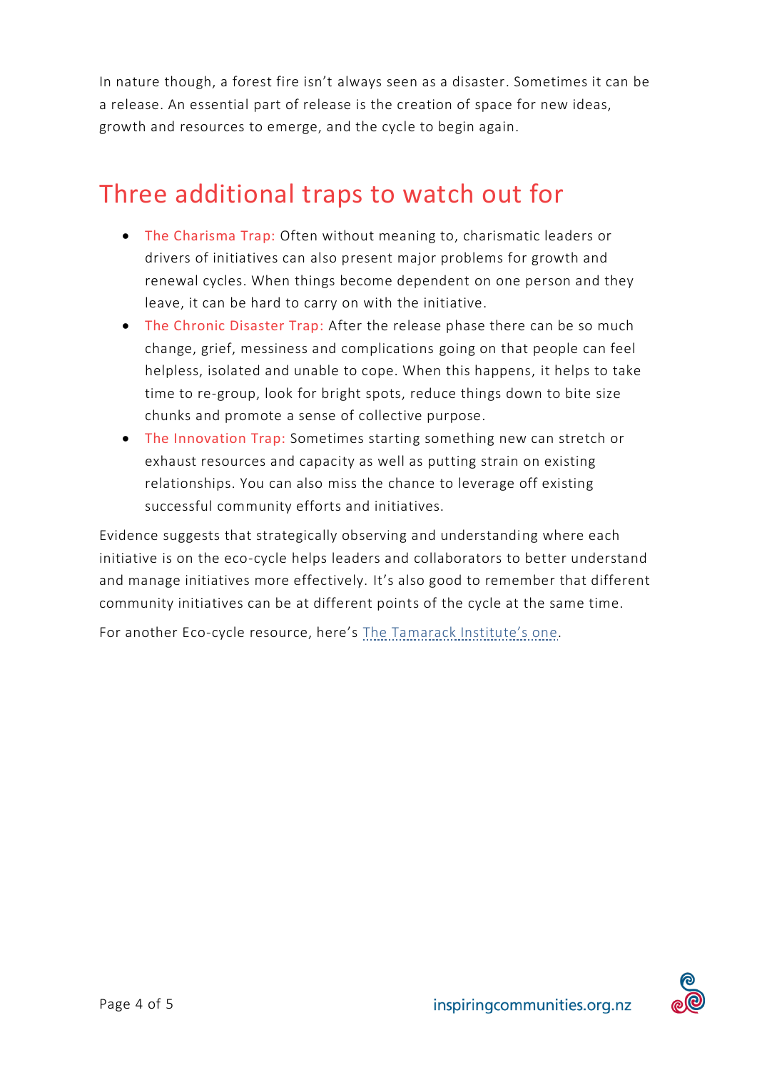In nature though, a forest fire isn't always seen as a disaster. Sometimes it can be a release. An essential part of release is the creation of space for new ideas, growth and resources to emerge, and the cycle to begin again.

## Three additional traps to watch out for

- The Charisma Trap: Often without meaning to, charismatic leaders or drivers of initiatives can also present major problems for growth and renewal cycles. When things become dependent on one person and they leave, it can be hard to carry on with the initiative.
- The Chronic Disaster Trap: After the release phase there can be so much change, grief, messiness and complications going on that people can feel helpless, isolated and unable to cope. When this happens, it helps to take time to re-group, look for bright spots, reduce things down to bite size chunks and promote a sense of collective purpose.
- The Innovation Trap: Sometimes starting something new can stretch or exhaust resources and capacity as well as putting strain on existing relationships. You can also miss the chance to leverage off existing successful community efforts and initiatives.

Evidence suggests that strategically observing and understanding where each initiative is on the eco-cycle helps leaders and collaborators to better understand and manage initiatives more effectively. It's also good to remember that different community initiatives can be at different points of the cycle at the same time.

For another Eco-cycle resource, here's The Tamarack Institute's one.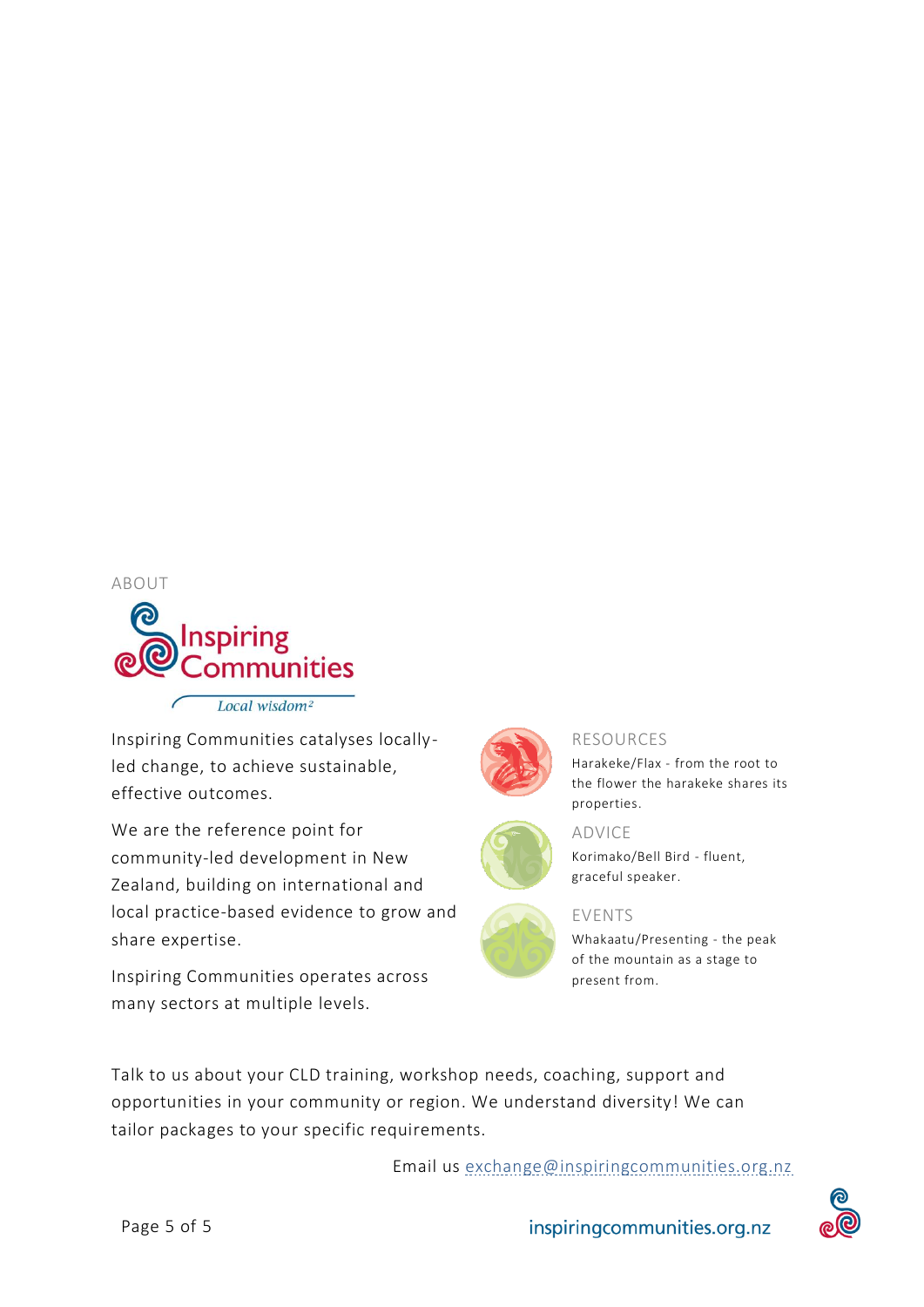## ABOUT

Inspiring Communities

*Local wisdom²*

Inspiring Communities catalyses locally-led change, to achieve sustainable, effective outcomes.

We are the reference point for community-led development in New Zealand, building on international and local practice-based evidence to grow and share expertise.

Inspiring Communities operates across many sectors at multiple levels.

### RESOURCES

Harakeke/Flax - from the root to the flower the harakeke shares its properties.

### ADVICE

Korimako/Bell Bird - fluent, graceful speaker.

### EVENTS

Whakaatu/Presenting - the peak of the mountain as a stage to present from.

Talk to us about your CLD training, workshop needs, coaching, support and opportunities in your community or region. We understand diversity! We can tailor packages to your specific requirements.

Email us exchange@inspiringcommunities.org.nz

inspiringcommunities.org.nz